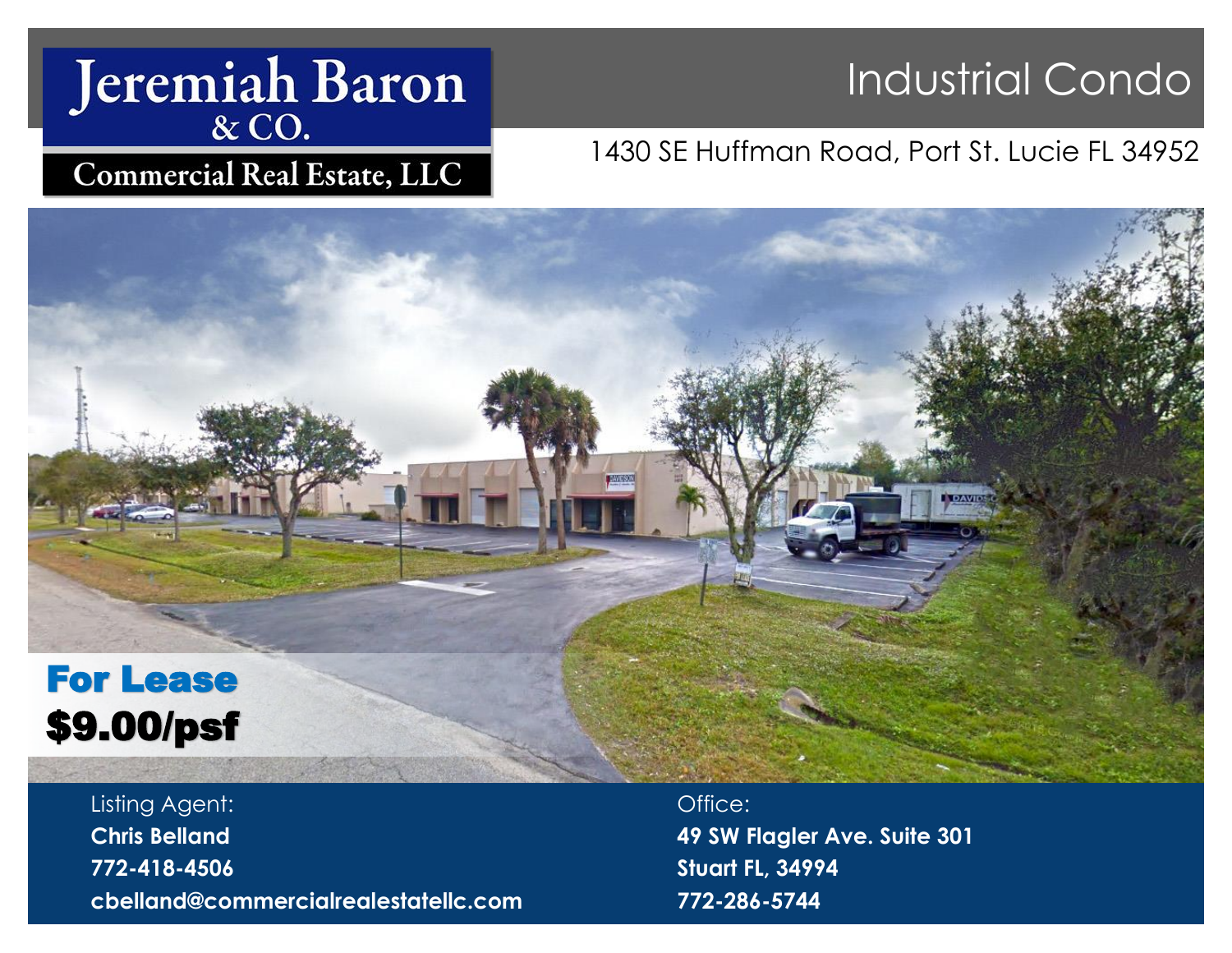Jeremiah Baron & CO.

Commercial Real Estate, LLC

# Industrial Condo

1430 SE Huffman Road, Port St. Lucie FL 34952

## For Lease

## $9.00/psf

Listing Agent:

**Chris Belland**

**772-418-4506**

**cbelland@commercialrealestatellc.com**

Office:

**49 SW Flagler Ave. Suite 301**

**Stuart FL, 34994**

**772-286-5744**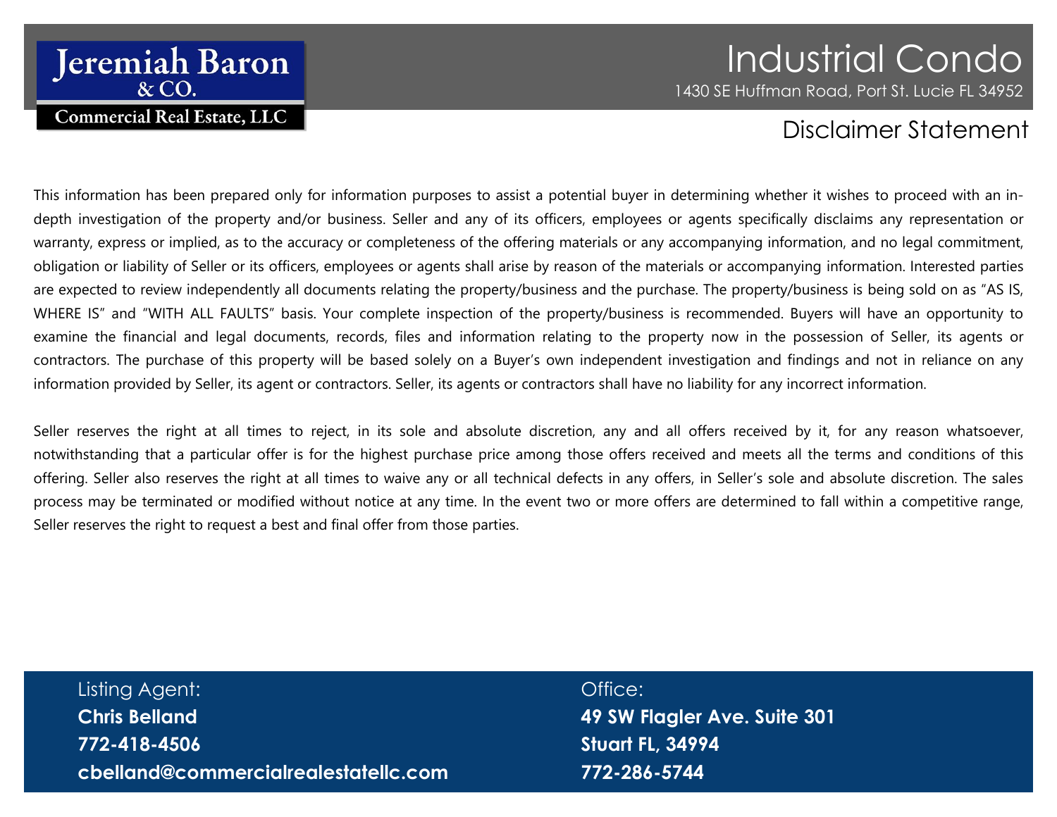Jeremiah Baron & CO.
Commercial Real Estate, LLC

# Industrial Condo

1430 SE Huffman Road, Port St. Lucie FL 34952

## Disclaimer Statement

This information has been prepared only for information purposes to assist a potential buyer in determining whether it wishes to proceed with an in-depth investigation of the property and/or business. Seller and any of its officers, employees or agents specifically disclaims any representation or warranty, express or implied, as to the accuracy or completeness of the offering materials or any accompanying information, and no legal commitment, obligation or liability of Seller or its officers, employees or agents shall arise by reason of the materials or accompanying information. Interested parties are expected to review independently all documents relating the property/business and the purchase. The property/business is being sold on as "AS IS, WHERE IS" and "WITH ALL FAULTS" basis. Your complete inspection of the property/business is recommended. Buyers will have an opportunity to examine the financial and legal documents, records, files and information relating to the property now in the possession of Seller, its agents or contractors. The purchase of this property will be based solely on a Buyer's own independent investigation and findings and not in reliance on any information provided by Seller, its agent or contractors. Seller, its agents or contractors shall have no liability for any incorrect information.

Seller reserves the right at all times to reject, in its sole and absolute discretion, any and all offers received by it, for any reason whatsoever, notwithstanding that a particular offer is for the highest purchase price among those offers received and meets all the terms and conditions of this offering. Seller also reserves the right at all times to waive any or all technical defects in any offers, in Seller's sole and absolute discretion. The sales process may be terminated or modified without notice at any time. In the event two or more offers are determined to fall within a competitive range, Seller reserves the right to request a best and final offer from those parties.

Listing Agent:
**Chris Belland**
**772-418-4506**
**cbelland@commercialrealestatellc.com**

Office:
**49 SW Flagler Ave. Suite 301**
**Stuart FL, 34994**
**772-286-5744**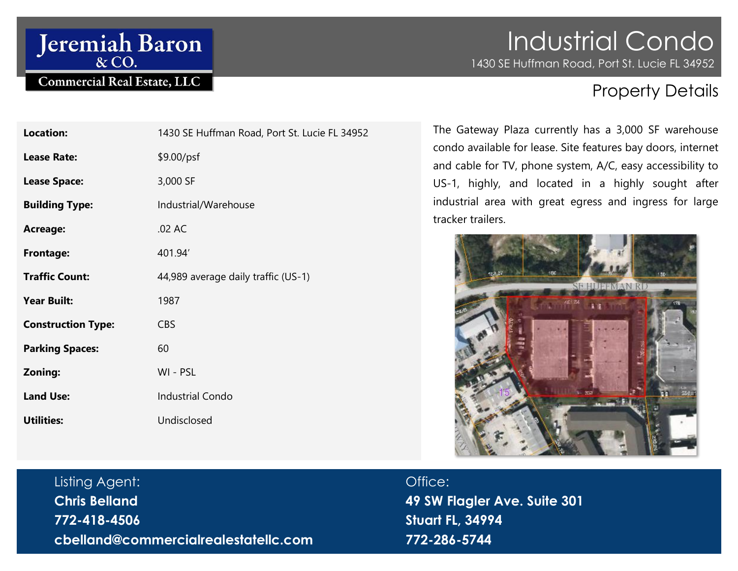Jeremiah Baron & CO.
Commercial Real Estate, LLC

# Industrial Condo

1430 SE Huffman Road, Port St. Lucie FL 34952

## Property Details

| | |
|---|---|
| **Location:** | 1430 SE Huffman Road, Port St. Lucie FL 34952 |
| **Lease Rate:** | $9.00/psf |
| **Lease Space:** | 3,000 SF |
| **Building Type:** | Industrial/Warehouse |
| **Acreage:** | .02 AC |
| **Frontage:** | 401.94’ |
| **Traffic Count:** | 44,989 average daily traffic (US-1) |
| **Year Built:** | 1987 |
| **Construction Type:** | CBS |
| **Parking Spaces:** | 60 |
| **Zoning:** | WI - PSL |
| **Land Use:** | Industrial Condo |
| **Utilities:** | Undisclosed |

The Gateway Plaza currently has a 3,000 SF warehouse condo available for lease. Site features bay doors, internet and cable for TV, phone system, A/C, easy accessibility to US-1, highly, and located in a highly sought after industrial area with great egress and ingress for large tracker trailers.

Listing Agent:
**Chris Belland**
**772-418-4506**
**cbelland@commercialrealestatellc.com**

Office:
**49 SW Flagler Ave. Suite 301**
**Stuart FL, 34994**
**772-286-5744**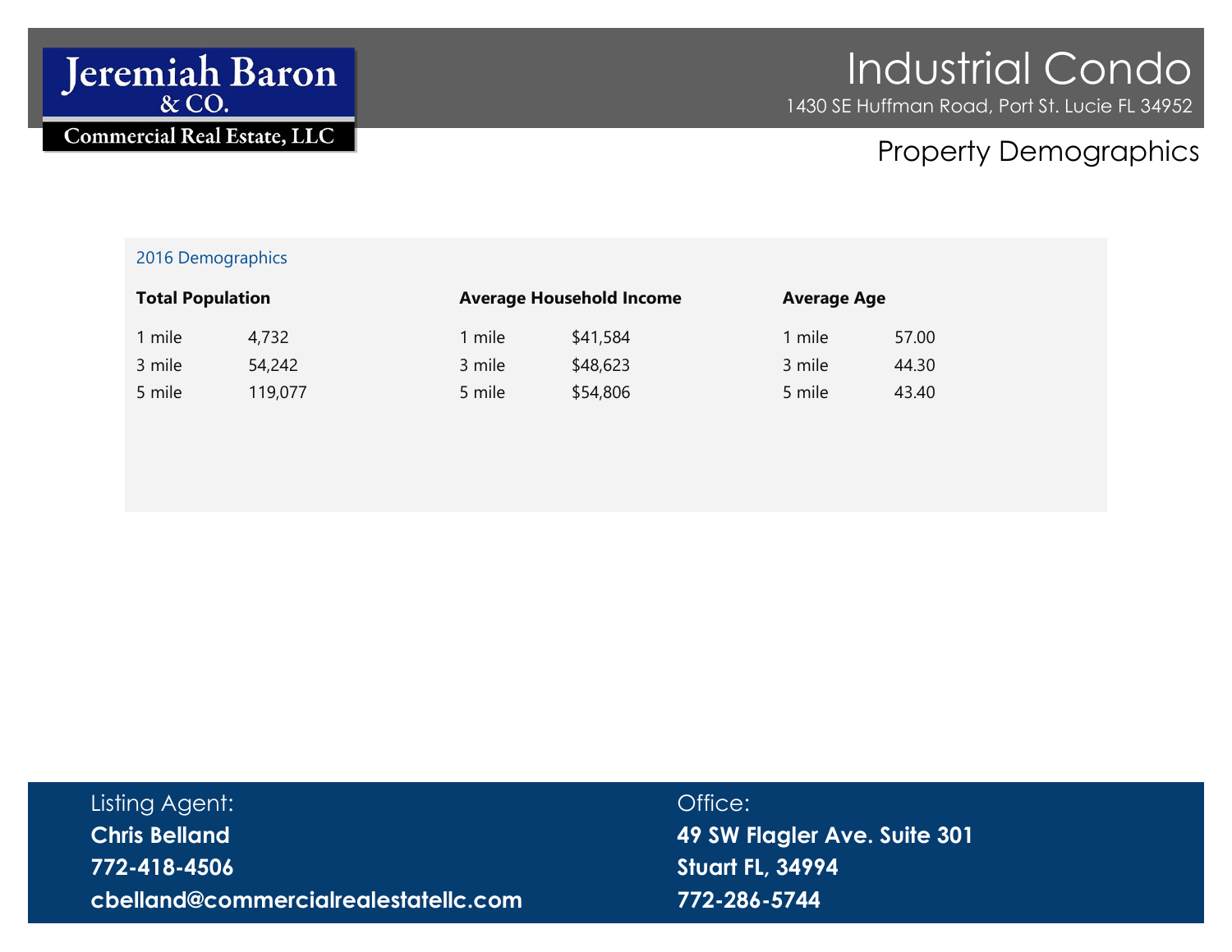Jeremiah Baron & CO.
Commercial Real Estate, LLC

# Industrial Condo

1430 SE Huffman Road, Port St. Lucie FL 34952

## Property Demographics

### 2016 Demographics

| Total Population | | Average Household Income | | Average Age | |
|---|---|---|---|---|---|
| 1 mile | 4,732 | 1 mile | $41,584 | 1 mile | 57.00 |
| 3 mile | 54,242 | 3 mile | $48,623 | 3 mile | 44.30 |
| 5 mile | 119,077 | 5 mile | $54,806 | 5 mile | 43.40 |

Listing Agent:
**Chris Belland**
**772-418-4506**
**cbelland@commercialrealestatellc.com**

Office:
**49 SW Flagler Ave. Suite 301**
**Stuart FL, 34994**
**772-286-5744**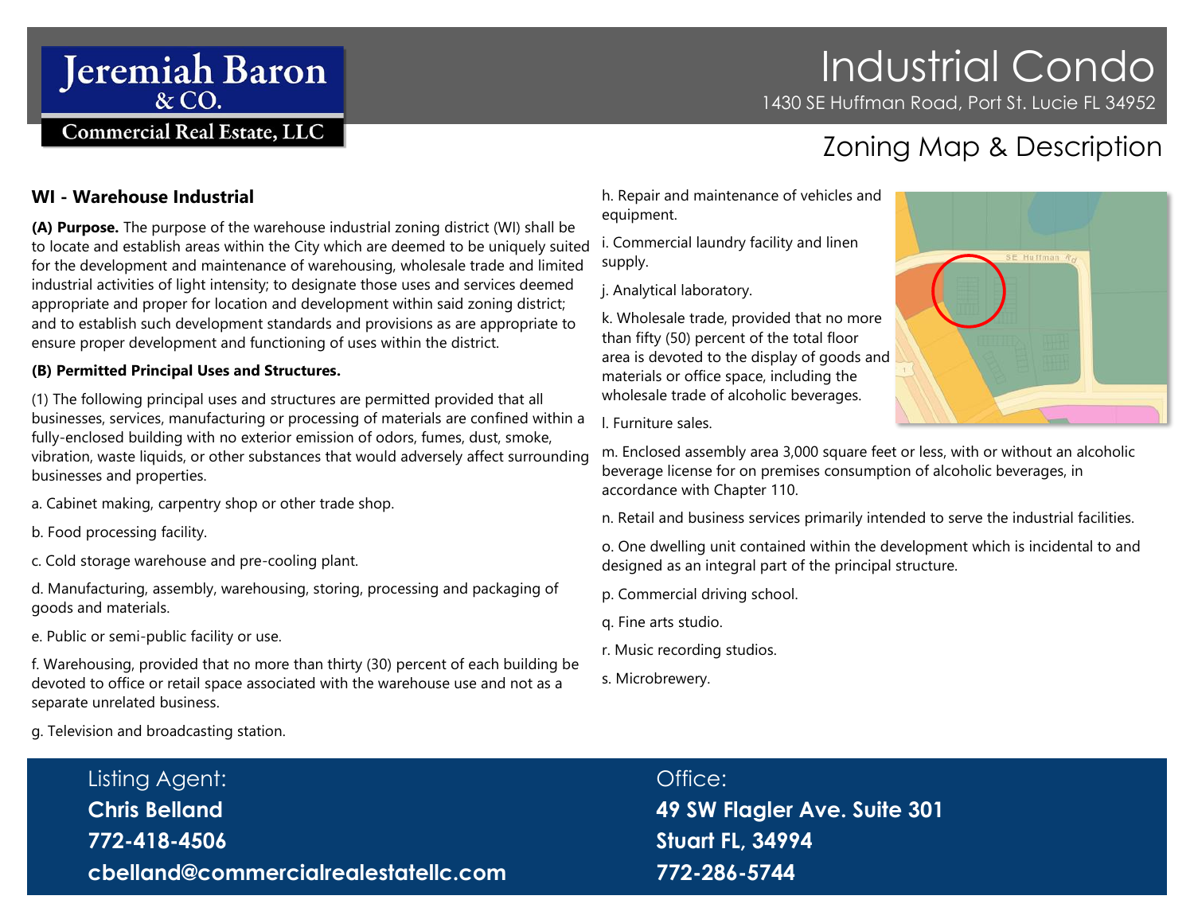# Industrial Condo

1430 SE Huffman Road, Port St. Lucie FL 34952

## Zoning Map & Description

### WI - Warehouse Industrial

**(A) Purpose.** The purpose of the warehouse industrial zoning district (WI) shall be to locate and establish areas within the City which are deemed to be uniquely suited for the development and maintenance of warehousing, wholesale trade and limited industrial activities of light intensity; to designate those uses and services deemed appropriate and proper for location and development within said zoning district; and to establish such development standards and provisions as are appropriate to ensure proper development and functioning of uses within the district.

**(B) Permitted Principal Uses and Structures.**

(1) The following principal uses and structures are permitted provided that all businesses, services, manufacturing or processing of materials are confined within a fully-enclosed building with no exterior emission of odors, fumes, dust, smoke, vibration, waste liquids, or other substances that would adversely affect surrounding businesses and properties.

a. Cabinet making, carpentry shop or other trade shop.

b. Food processing facility.

c. Cold storage warehouse and pre-cooling plant.

d. Manufacturing, assembly, warehousing, storing, processing and packaging of goods and materials.

e. Public or semi-public facility or use.

f. Warehousing, provided that no more than thirty (30) percent of each building be devoted to office or retail space associated with the warehouse use and not as a separate unrelated business.

g. Television and broadcasting station.

h. Repair and maintenance of vehicles and equipment.

i. Commercial laundry facility and linen supply.

j. Analytical laboratory.

k. Wholesale trade, provided that no more than fifty (50) percent of the total floor area is devoted to the display of goods and materials or office space, including the wholesale trade of alcoholic beverages.

l. Furniture sales.

m. Enclosed assembly area 3,000 square feet or less, with or without an alcoholic beverage license for on premises consumption of alcoholic beverages, in accordance with Chapter 110.

n. Retail and business services primarily intended to serve the industrial facilities.

o. One dwelling unit contained within the development which is incidental to and designed as an integral part of the principal structure.

p. Commercial driving school.

q. Fine arts studio.

r. Music recording studios.

s. Microbrewery.

Listing Agent:
**Chris Belland**
**772-418-4506**
**cbelland@commercialrealestatellc.com**

Office:
**49 SW Flagler Ave. Suite 301**
**Stuart FL, 34994**
**772-286-5744**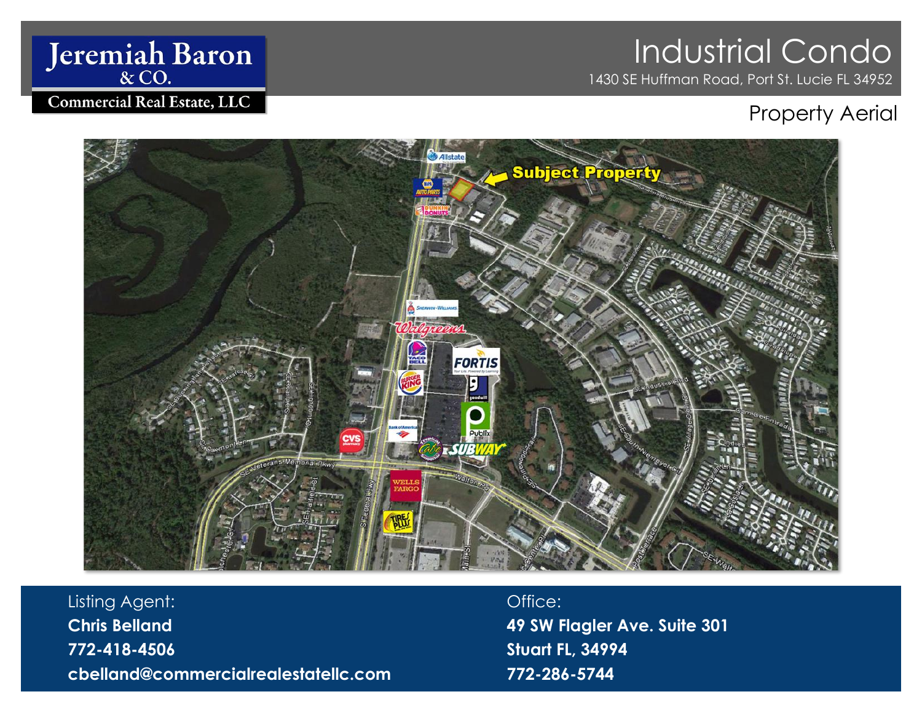Jeremiah Baron & CO.

Commercial Real Estate, LLC

# Industrial Condo

1430 SE Huffman Road, Port St. Lucie FL 34952

## Property Aerial

Listing Agent:

**Chris Belland**

**772-418-4506**

**cbelland@commercialrealestatellc.com**

Office:

**49 SW Flagler Ave. Suite 301**

**Stuart FL, 34994**

**772-286-5744**